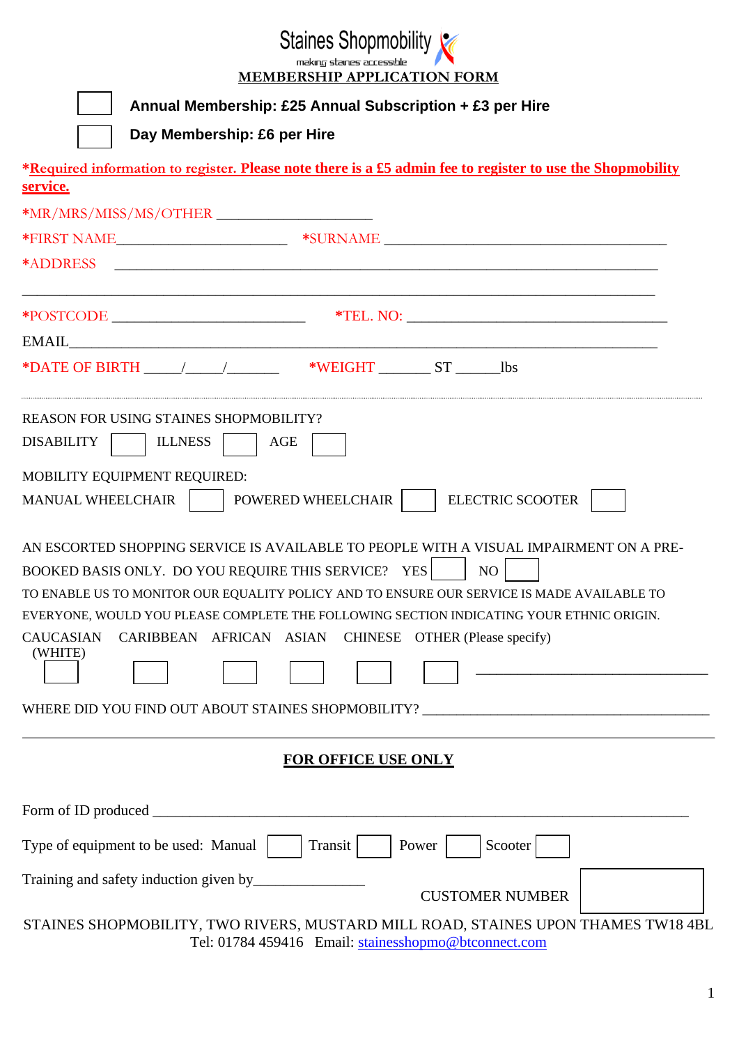# Staines Shopmobility

making staines accessible

## MEMBERSHIP APPLICATION FORM

☐ **Annual Membership: £25 Annual Subscription + £3 per Hire**

☐ **Day Membership: £6 per Hire**

***Required information to register. Please note there is a £5 admin fee to register to use the Shopmobility service.**

*MR/MRS/MISS/MS/OTHER ____________________

*FIRST NAME______________________ *SURNAME ____________________________________

*ADDRESS ______________________________________________________________________

______________________________________________________________________________

*POSTCODE ________________________ *TEL. NO: _________________________________

EMAIL__________________________________________________________________________

*DATE OF BIRTH _____/_____/_______ *WEIGHT _______ ST ______lbs

---

REASON FOR USING STAINES SHOPMOBILITY?

DISABILITY ☐ ILLNESS ☐ AGE ☐

MOBILITY EQUIPMENT REQUIRED:

MANUAL WHEELCHAIR ☐ POWERED WHEELCHAIR ☐ ELECTRIC SCOOTER ☐

AN ESCORTED SHOPPING SERVICE IS AVAILABLE TO PEOPLE WITH A VISUAL IMPAIRMENT ON A PRE-BOOKED BASIS ONLY. DO YOU REQUIRE THIS SERVICE? YES ☐ NO ☐

TO ENABLE US TO MONITOR OUR EQUALITY POLICY AND TO ENSURE OUR SERVICE IS MADE AVAILABLE TO EVERYONE, WOULD YOU PLEASE COMPLETE THE FOLLOWING SECTION INDICATING YOUR ETHNIC ORIGIN.

CAUCASIAN (WHITE) ☐ CARIBBEAN ☐ AFRICAN ☐ ASIAN ☐ CHINESE ☐ OTHER (Please specify) ☐ ________________________________

WHERE DID YOU FIND OUT ABOUT STAINES SHOPMOBILITY? ________________________________________

---

## FOR OFFICE USE ONLY

Form of ID produced ___________________________________________________________________

Type of equipment to be used: Manual ☐ Transit ☐ Power ☐ Scooter ☐

Training and safety induction given by_______________

CUSTOMER NUMBER ☐

STAINES SHOPMOBILITY, TWO RIVERS, MUSTARD MILL ROAD, STAINES UPON THAMES TW18 4BL
Tel: 01784 459416 Email: stainesshopmo@btconnect.com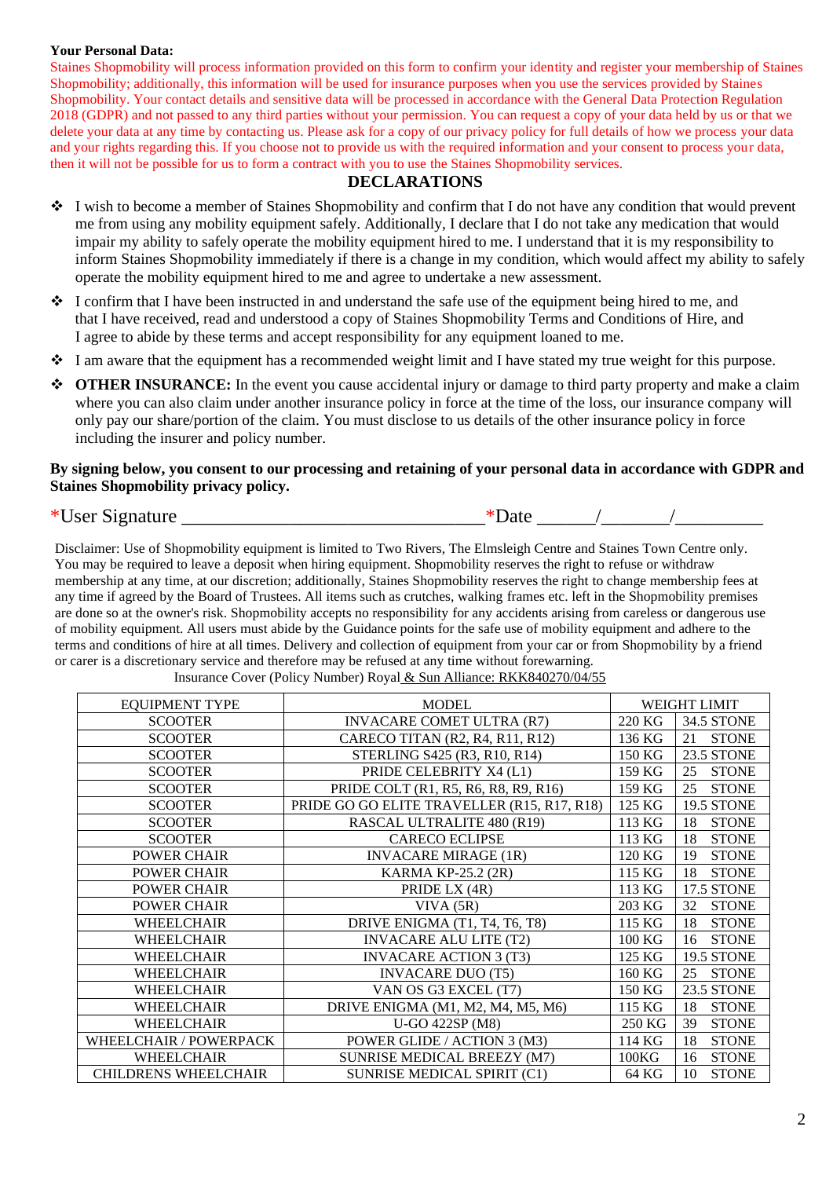**Your Personal Data:**

Staines Shopmobility will process information provided on this form to confirm your identity and register your membership of Staines Shopmobility; additionally, this information will be used for insurance purposes when you use the services provided by Staines Shopmobility. Your contact details and sensitive data will be processed in accordance with the General Data Protection Regulation 2018 (GDPR) and not passed to any third parties without your permission. You can request a copy of your data held by us or that we delete your data at any time by contacting us. Please ask for a copy of our privacy policy for full details of how we process your data and your rights regarding this. If you choose not to provide us with the required information and your consent to process your data, then it will not be possible for us to form a contract with you to use the Staines Shopmobility services.

## DECLARATIONS

- I wish to become a member of Staines Shopmobility and confirm that I do not have any condition that would prevent me from using any mobility equipment safely. Additionally, I declare that I do not take any medication that would impair my ability to safely operate the mobility equipment hired to me. I understand that it is my responsibility to inform Staines Shopmobility immediately if there is a change in my condition, which would affect my ability to safely operate the mobility equipment hired to me and agree to undertake a new assessment.
- I confirm that I have been instructed in and understand the safe use of the equipment being hired to me, and that I have received, read and understood a copy of Staines Shopmobility Terms and Conditions of Hire, and I agree to abide by these terms and accept responsibility for any equipment loaned to me.
- I am aware that the equipment has a recommended weight limit and I have stated my true weight for this purpose.
- **OTHER INSURANCE:** In the event you cause accidental injury or damage to third party property and make a claim where you can also claim under another insurance policy in force at the time of the loss, our insurance company will only pay our share/portion of the claim. You must disclose to us details of the other insurance policy in force including the insurer and policy number.

**By signing below, you consent to our processing and retaining of your personal data in accordance with GDPR and Staines Shopmobility privacy policy.**

*User Signature ______________________________ *Date ______/_______/_________

Disclaimer: Use of Shopmobility equipment is limited to Two Rivers, The Elmsleigh Centre and Staines Town Centre only. You may be required to leave a deposit when hiring equipment. Shopmobility reserves the right to refuse or withdraw membership at any time, at our discretion; additionally, Staines Shopmobility reserves the right to change membership fees at any time if agreed by the Board of Trustees. All items such as crutches, walking frames etc. left in the Shopmobility premises are done so at the owner's risk. Shopmobility accepts no responsibility for any accidents arising from careless or dangerous use of mobility equipment. All users must abide by the Guidance points for the safe use of mobility equipment and adhere to the terms and conditions of hire at all times. Delivery and collection of equipment from your car or from Shopmobility by a friend or carer is a discretionary service and therefore may be refused at any time without forewarning.

Insurance Cover (Policy Number) Royal & Sun Alliance: RKK840270/04/55

| EQUIPMENT TYPE | MODEL | WEIGHT LIMIT | |
|---|---|---|---|
| SCOOTER | INVACARE COMET ULTRA (R7) | 220 KG | 34.5 STONE |
| SCOOTER | CARECO TITAN (R2, R4, R11, R12) | 136 KG | 21 STONE |
| SCOOTER | STERLING S425 (R3, R10, R14) | 150 KG | 23.5 STONE |
| SCOOTER | PRIDE CELEBRITY X4 (L1) | 159 KG | 25 STONE |
| SCOOTER | PRIDE COLT (R1, R5, R6, R8, R9, R16) | 159 KG | 25 STONE |
| SCOOTER | PRIDE GO GO ELITE TRAVELLER (R15, R17, R18) | 125 KG | 19.5 STONE |
| SCOOTER | RASCAL ULTRALITE 480 (R19) | 113 KG | 18 STONE |
| SCOOTER | CARECO ECLIPSE | 113 KG | 18 STONE |
| POWER CHAIR | INVACARE MIRAGE (1R) | 120 KG | 19 STONE |
| POWER CHAIR | KARMA KP-25.2 (2R) | 115 KG | 18 STONE |
| POWER CHAIR | PRIDE LX (4R) | 113 KG | 17.5 STONE |
| POWER CHAIR | VIVA (5R) | 203 KG | 32 STONE |
| WHEELCHAIR | DRIVE ENIGMA (T1, T4, T6, T8) | 115 KG | 18 STONE |
| WHEELCHAIR | INVACARE ALU LITE (T2) | 100 KG | 16 STONE |
| WHEELCHAIR | INVACARE ACTION 3 (T3) | 125 KG | 19.5 STONE |
| WHEELCHAIR | INVACARE DUO (T5) | 160 KG | 25 STONE |
| WHEELCHAIR | VAN OS G3 EXCEL (T7) | 150 KG | 23.5 STONE |
| WHEELCHAIR | DRIVE ENIGMA (M1, M2, M4, M5, M6) | 115 KG | 18 STONE |
| WHEELCHAIR | U-GO 422SP (M8) | 250 KG | 39 STONE |
| WHEELCHAIR / POWERPACK | POWER GLIDE / ACTION 3 (M3) | 114 KG | 18 STONE |
| WHEELCHAIR | SUNRISE MEDICAL BREEZY (M7) | 100KG | 16 STONE |
| CHILDRENS WHEELCHAIR | SUNRISE MEDICAL SPIRIT (C1) | 64 KG | 10 STONE |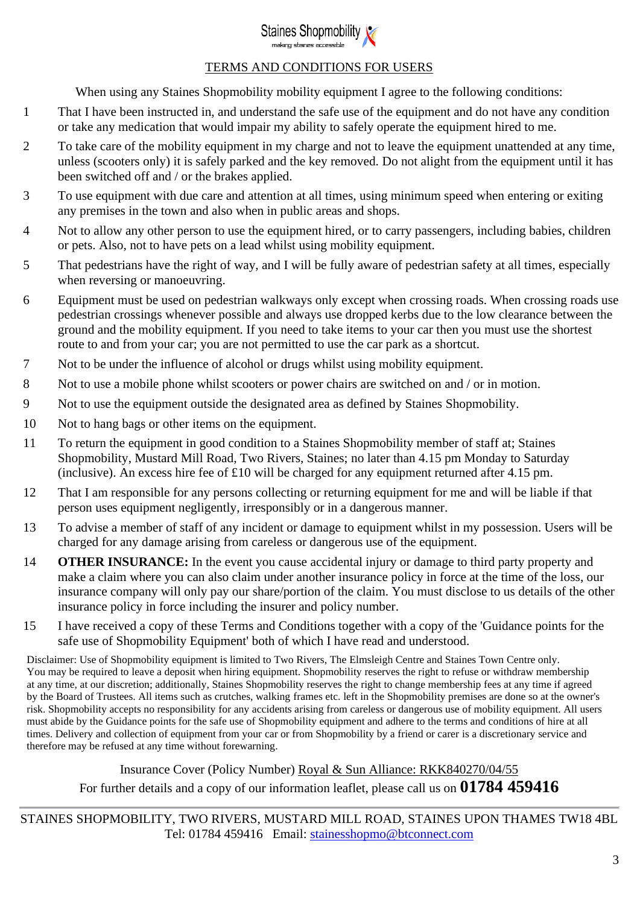Staines Shopmobility

making staines accessible

## TERMS AND CONDITIONS FOR USERS

When using any Staines Shopmobility mobility equipment I agree to the following conditions:

1. That I have been instructed in, and understand the safe use of the equipment and do not have any condition or take any medication that would impair my ability to safely operate the equipment hired to me.
2. To take care of the mobility equipment in my charge and not to leave the equipment unattended at any time, unless (scooters only) it is safely parked and the key removed. Do not alight from the equipment until it has been switched off and / or the brakes applied.
3. To use equipment with due care and attention at all times, using minimum speed when entering or exiting any premises in the town and also when in public areas and shops.
4. Not to allow any other person to use the equipment hired, or to carry passengers, including babies, children or pets. Also, not to have pets on a lead whilst using mobility equipment.
5. That pedestrians have the right of way, and I will be fully aware of pedestrian safety at all times, especially when reversing or manoeuvring.
6. Equipment must be used on pedestrian walkways only except when crossing roads. When crossing roads use pedestrian crossings whenever possible and always use dropped kerbs due to the low clearance between the ground and the mobility equipment. If you need to take items to your car then you must use the shortest route to and from your car; you are not permitted to use the car park as a shortcut.
7. Not to be under the influence of alcohol or drugs whilst using mobility equipment.
8. Not to use a mobile phone whilst scooters or power chairs are switched on and / or in motion.
9. Not to use the equipment outside the designated area as defined by Staines Shopmobility.
10. Not to hang bags or other items on the equipment.
11. To return the equipment in good condition to a Staines Shopmobility member of staff at; Staines Shopmobility, Mustard Mill Road, Two Rivers, Staines; no later than 4.15 pm Monday to Saturday (inclusive). An excess hire fee of £10 will be charged for any equipment returned after 4.15 pm.
12. That I am responsible for any persons collecting or returning equipment for me and will be liable if that person uses equipment negligently, irresponsibly or in a dangerous manner.
13. To advise a member of staff of any incident or damage to equipment whilst in my possession. Users will be charged for any damage arising from careless or dangerous use of the equipment.
14. **OTHER INSURANCE:** In the event you cause accidental injury or damage to third party property and make a claim where you can also claim under another insurance policy in force at the time of the loss, our insurance company will only pay our share/portion of the claim. You must disclose to us details of the other insurance policy in force including the insurer and policy number.
15. I have received a copy of these Terms and Conditions together with a copy of the 'Guidance points for the safe use of Shopmobility Equipment' both of which I have read and understood.

Disclaimer: Use of Shopmobility equipment is limited to Two Rivers, The Elmsleigh Centre and Staines Town Centre only. You may be required to leave a deposit when hiring equipment. Shopmobility reserves the right to refuse or withdraw membership at any time, at our discretion; additionally, Staines Shopmobility reserves the right to change membership fees at any time if agreed by the Board of Trustees. All items such as crutches, walking frames etc. left in the Shopmobility premises are done so at the owner's risk. Shopmobility accepts no responsibility for any accidents arising from careless or dangerous use of mobility equipment. All users must abide by the Guidance points for the safe use of Shopmobility equipment and adhere to the terms and conditions of hire at all times. Delivery and collection of equipment from your car or from Shopmobility by a friend or carer is a discretionary service and therefore may be refused at any time without forewarning.

Insurance Cover (Policy Number) Royal & Sun Alliance: RKK840270/04/55

For further details and a copy of our information leaflet, please call us on **01784 459416**

STAINES SHOPMOBILITY, TWO RIVERS, MUSTARD MILL ROAD, STAINES UPON THAMES TW18 4BL
Tel: 01784 459416 Email: stainesshopmo@btconnect.com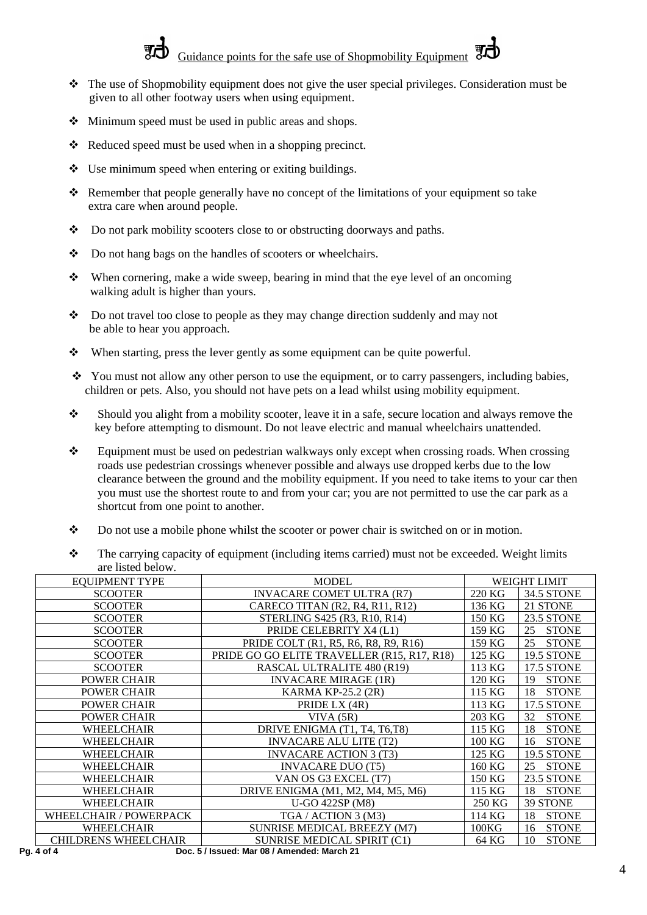## Guidance points for the safe use of Shopmobility Equipment

- The use of Shopmobility equipment does not give the user special privileges. Consideration must be given to all other footway users when using equipment.
- Minimum speed must be used in public areas and shops.
- Reduced speed must be used when in a shopping precinct.
- Use minimum speed when entering or exiting buildings.
- Remember that people generally have no concept of the limitations of your equipment so take extra care when around people.
- Do not park mobility scooters close to or obstructing doorways and paths.
- Do not hang bags on the handles of scooters or wheelchairs.
- When cornering, make a wide sweep, bearing in mind that the eye level of an oncoming walking adult is higher than yours.
- Do not travel too close to people as they may change direction suddenly and may not be able to hear you approach.
- When starting, press the lever gently as some equipment can be quite powerful.
- You must not allow any other person to use the equipment, or to carry passengers, including babies, children or pets. Also, you should not have pets on a lead whilst using mobility equipment.
- Should you alight from a mobility scooter, leave it in a safe, secure location and always remove the key before attempting to dismount. Do not leave electric and manual wheelchairs unattended.
- Equipment must be used on pedestrian walkways only except when crossing roads. When crossing roads use pedestrian crossings whenever possible and always use dropped kerbs due to the low clearance between the ground and the mobility equipment. If you need to take items to your car then you must use the shortest route to and from your car; you are not permitted to use the car park as a shortcut from one point to another.
- Do not use a mobile phone whilst the scooter or power chair is switched on or in motion.
- The carrying capacity of equipment (including items carried) must not be exceeded. Weight limits are listed below.

| EQUIPMENT TYPE | MODEL | WEIGHT LIMIT | |
|---|---|---|---|
| SCOOTER | INVACARE COMET ULTRA (R7) | 220 KG | 34.5 STONE |
| SCOOTER | CARECO TITAN (R2, R4, R11, R12) | 136 KG | 21 STONE |
| SCOOTER | STERLING S425 (R3, R10, R14) | 150 KG | 23.5 STONE |
| SCOOTER | PRIDE CELEBRITY X4 (L1) | 159 KG | 25 STONE |
| SCOOTER | PRIDE COLT (R1, R5, R6, R8, R9, R16) | 159 KG | 25 STONE |
| SCOOTER | PRIDE GO GO ELITE TRAVELLER (R15, R17, R18) | 125 KG | 19.5 STONE |
| SCOOTER | RASCAL ULTRALITE 480 (R19) | 113 KG | 17.5 STONE |
| POWER CHAIR | INVACARE MIRAGE (1R) | 120 KG | 19 STONE |
| POWER CHAIR | KARMA KP-25.2 (2R) | 115 KG | 18 STONE |
| POWER CHAIR | PRIDE LX (4R) | 113 KG | 17.5 STONE |
| POWER CHAIR | VIVA (5R) | 203 KG | 32 STONE |
| WHEELCHAIR | DRIVE ENIGMA (T1, T4, T6,T8) | 115 KG | 18 STONE |
| WHEELCHAIR | INVACARE ALU LITE (T2) | 100 KG | 16 STONE |
| WHEELCHAIR | INVACARE ACTION 3 (T3) | 125 KG | 19.5 STONE |
| WHEELCHAIR | INVACARE DUO (T5) | 160 KG | 25 STONE |
| WHEELCHAIR | VAN OS G3 EXCEL (T7) | 150 KG | 23.5 STONE |
| WHEELCHAIR | DRIVE ENIGMA (M1, M2, M4, M5, M6) | 115 KG | 18 STONE |
| WHEELCHAIR | U-GO 422SP (M8) | 250 KG | 39 STONE |
| WHEELCHAIR / POWERPACK | TGA / ACTION 3 (M3) | 114 KG | 18 STONE |
| WHEELCHAIR | SUNRISE MEDICAL BREEZY (M7) | 100KG | 16 STONE |
| CHILDRENS WHEELCHAIR | SUNRISE MEDICAL SPIRIT (C1) | 64 KG | 10 STONE |

**Doc. 5 / Issued: Mar 08 / Amended: March 21**